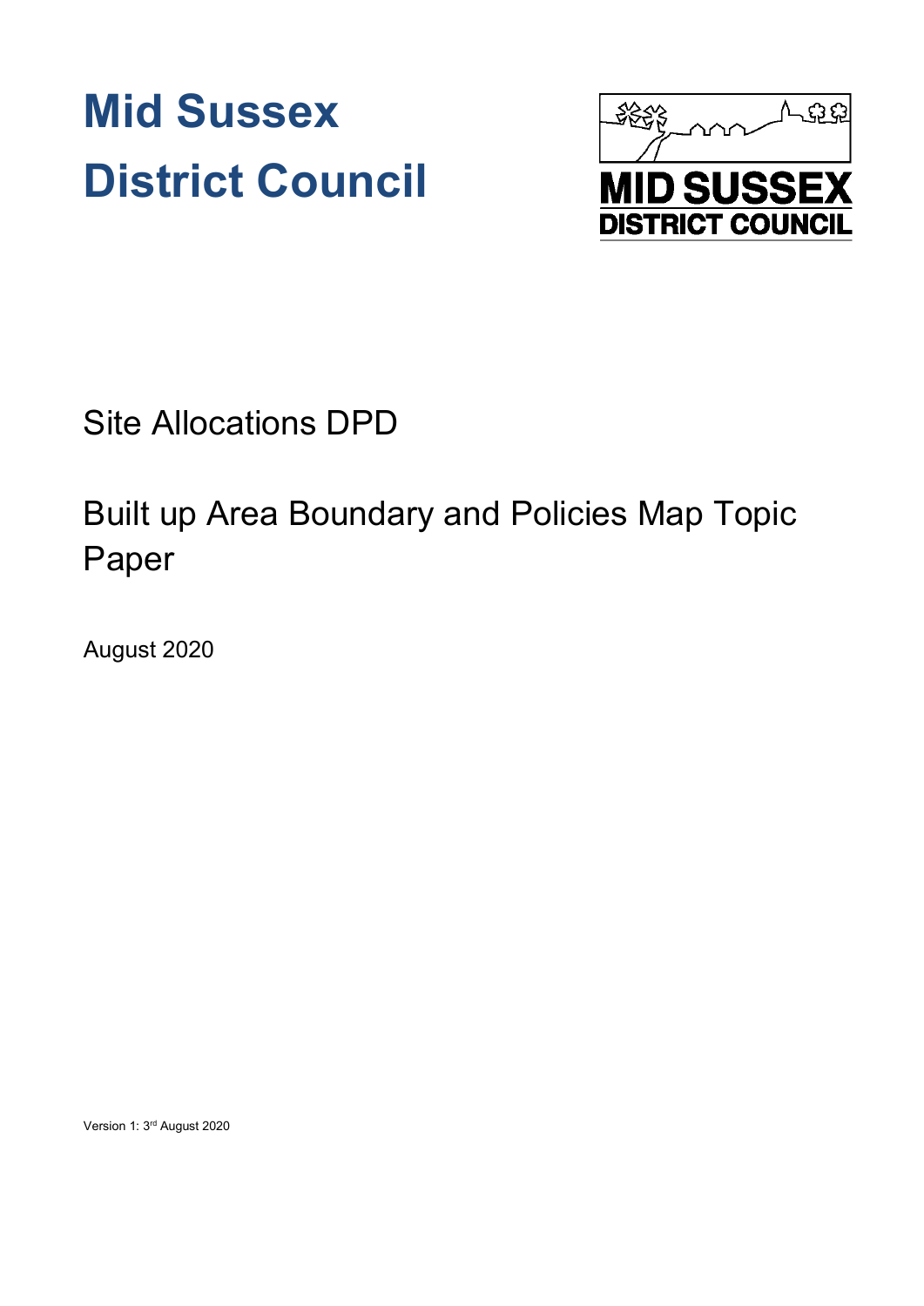# Mid Sussex District Council

Site Allocations DPD

## Built up Area Boundary and Policies Map Topic Paper

August 2020

Version 1: 3rd August 2020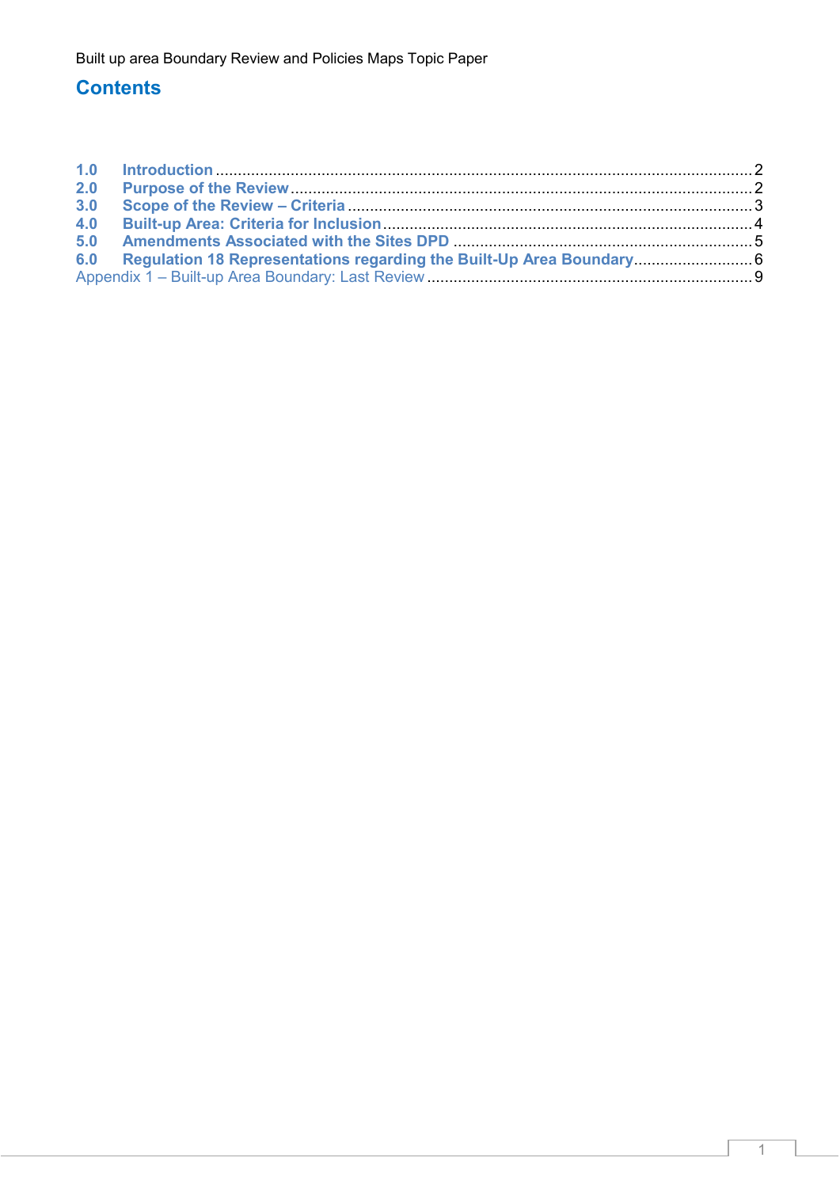## Contents

1.0 Introduction ........................................................................................................................2
2.0 Purpose of the Review .......................................................................................................2
3.0 Scope of the Review – Criteria ..........................................................................................3
4.0 Built-up Area: Criteria for Inclusion ...................................................................................4
5.0 Amendments Associated with the Sites DPD ...................................................................5
6.0 Regulation 18 Representations regarding the Built-Up Area Boundary...........................6
Appendix 1 – Built-up Area Boundary: Last Review .........................................................................9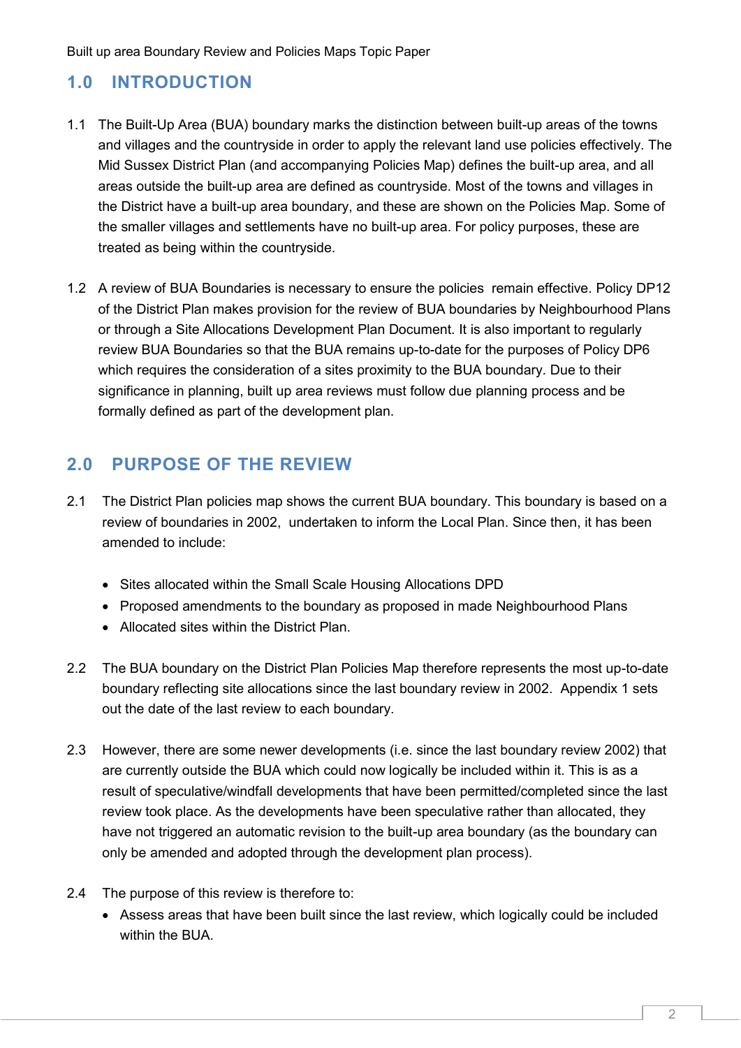## 1.0 INTRODUCTION

1.1 The Built-Up Area (BUA) boundary marks the distinction between built-up areas of the towns and villages and the countryside in order to apply the relevant land use policies effectively. The Mid Sussex District Plan (and accompanying Policies Map) defines the built-up area, and all areas outside the built-up area are defined as countryside. Most of the towns and villages in the District have a built-up area boundary, and these are shown on the Policies Map. Some of the smaller villages and settlements have no built-up area. For policy purposes, these are treated as being within the countryside.

1.2 A review of BUA Boundaries is necessary to ensure the policies remain effective. Policy DP12 of the District Plan makes provision for the review of BUA boundaries by Neighbourhood Plans or through a Site Allocations Development Plan Document. It is also important to regularly review BUA Boundaries so that the BUA remains up-to-date for the purposes of Policy DP6 which requires the consideration of a sites proximity to the BUA boundary. Due to their significance in planning, built up area reviews must follow due planning process and be formally defined as part of the development plan.

## 2.0 PURPOSE OF THE REVIEW

2.1 The District Plan policies map shows the current BUA boundary. This boundary is based on a review of boundaries in 2002, undertaken to inform the Local Plan. Since then, it has been amended to include:

- Sites allocated within the Small Scale Housing Allocations DPD
- Proposed amendments to the boundary as proposed in made Neighbourhood Plans
- Allocated sites within the District Plan.

2.2 The BUA boundary on the District Plan Policies Map therefore represents the most up-to-date boundary reflecting site allocations since the last boundary review in 2002. Appendix 1 sets out the date of the last review to each boundary.

2.3 However, there are some newer developments (i.e. since the last boundary review 2002) that are currently outside the BUA which could now logically be included within it. This is as a result of speculative/windfall developments that have been permitted/completed since the last review took place. As the developments have been speculative rather than allocated, they have not triggered an automatic revision to the built-up area boundary (as the boundary can only be amended and adopted through the development plan process).

2.4 The purpose of this review is therefore to:

- Assess areas that have been built since the last review, which logically could be included within the BUA.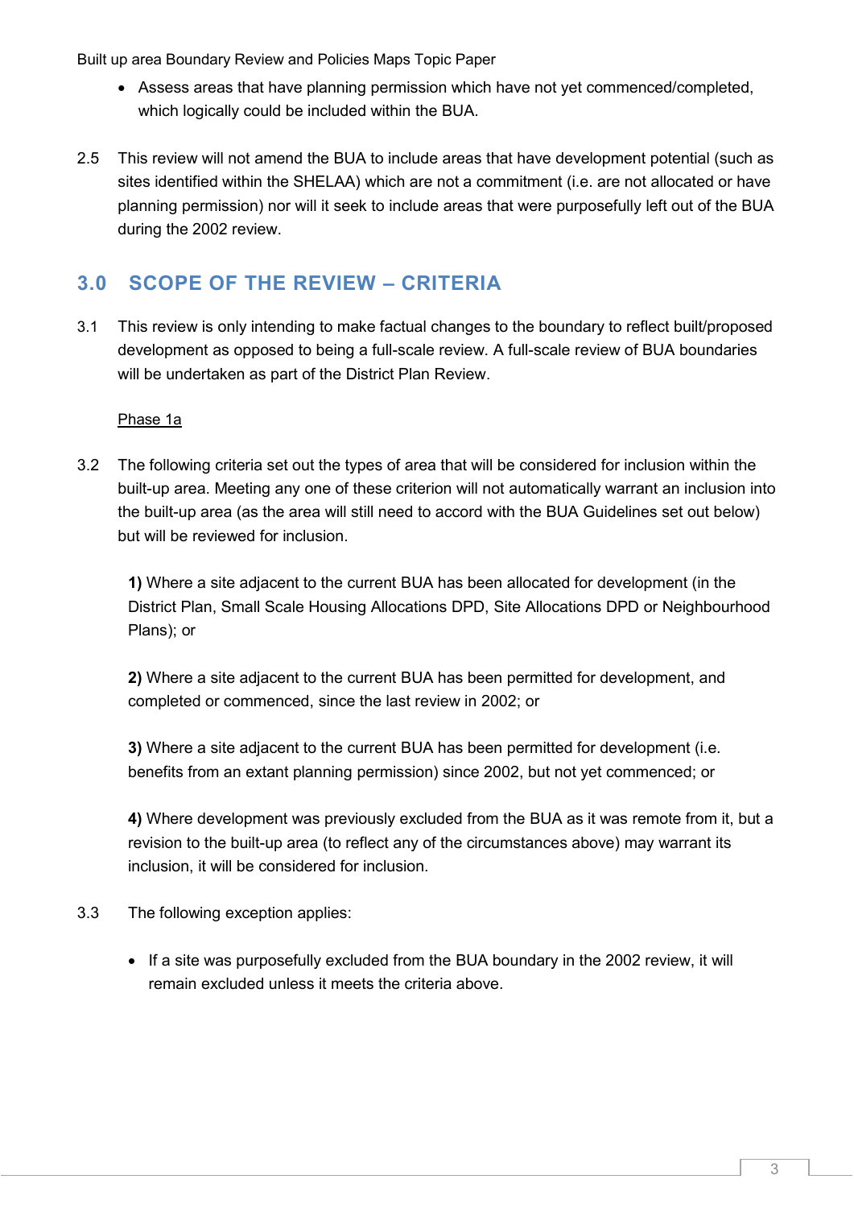- Assess areas that have planning permission which have not yet commenced/completed, which logically could be included within the BUA.

2.5 This review will not amend the BUA to include areas that have development potential (such as sites identified within the SHELAA) which are not a commitment (i.e. are not allocated or have planning permission) nor will it seek to include areas that were purposefully left out of the BUA during the 2002 review.

## 3.0 SCOPE OF THE REVIEW – CRITERIA

3.1 This review is only intending to make factual changes to the boundary to reflect built/proposed development as opposed to being a full-scale review. A full-scale review of BUA boundaries will be undertaken as part of the District Plan Review.

Phase 1a

3.2 The following criteria set out the types of area that will be considered for inclusion within the built-up area. Meeting any one of these criterion will not automatically warrant an inclusion into the built-up area (as the area will still need to accord with the BUA Guidelines set out below) but will be reviewed for inclusion.

**1)** Where a site adjacent to the current BUA has been allocated for development (in the District Plan, Small Scale Housing Allocations DPD, Site Allocations DPD or Neighbourhood Plans); or

**2)** Where a site adjacent to the current BUA has been permitted for development, and completed or commenced, since the last review in 2002; or

**3)** Where a site adjacent to the current BUA has been permitted for development (i.e. benefits from an extant planning permission) since 2002, but not yet commenced; or

**4)** Where development was previously excluded from the BUA as it was remote from it, but a revision to the built-up area (to reflect any of the circumstances above) may warrant its inclusion, it will be considered for inclusion.

3.3 The following exception applies:

- If a site was purposefully excluded from the BUA boundary in the 2002 review, it will remain excluded unless it meets the criteria above.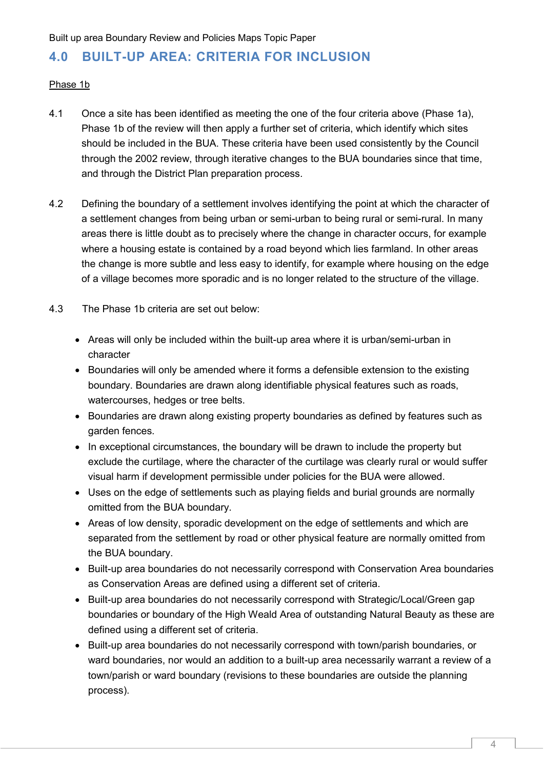## 4.0 BUILT-UP AREA: CRITERIA FOR INCLUSION

Phase 1b

4.1 Once a site has been identified as meeting the one of the four criteria above (Phase 1a), Phase 1b of the review will then apply a further set of criteria, which identify which sites should be included in the BUA. These criteria have been used consistently by the Council through the 2002 review, through iterative changes to the BUA boundaries since that time, and through the District Plan preparation process.

4.2 Defining the boundary of a settlement involves identifying the point at which the character of a settlement changes from being urban or semi-urban to being rural or semi-rural. In many areas there is little doubt as to precisely where the change in character occurs, for example where a housing estate is contained by a road beyond which lies farmland. In other areas the change is more subtle and less easy to identify, for example where housing on the edge of a village becomes more sporadic and is no longer related to the structure of the village.

4.3 The Phase 1b criteria are set out below:

- Areas will only be included within the built-up area where it is urban/semi-urban in character
- Boundaries will only be amended where it forms a defensible extension to the existing boundary. Boundaries are drawn along identifiable physical features such as roads, watercourses, hedges or tree belts.
- Boundaries are drawn along existing property boundaries as defined by features such as garden fences.
- In exceptional circumstances, the boundary will be drawn to include the property but exclude the curtilage, where the character of the curtilage was clearly rural or would suffer visual harm if development permissible under policies for the BUA were allowed.
- Uses on the edge of settlements such as playing fields and burial grounds are normally omitted from the BUA boundary.
- Areas of low density, sporadic development on the edge of settlements and which are separated from the settlement by road or other physical feature are normally omitted from the BUA boundary.
- Built-up area boundaries do not necessarily correspond with Conservation Area boundaries as Conservation Areas are defined using a different set of criteria.
- Built-up area boundaries do not necessarily correspond with Strategic/Local/Green gap boundaries or boundary of the High Weald Area of outstanding Natural Beauty as these are defined using a different set of criteria.
- Built-up area boundaries do not necessarily correspond with town/parish boundaries, or ward boundaries, nor would an addition to a built-up area necessarily warrant a review of a town/parish or ward boundary (revisions to these boundaries are outside the planning process).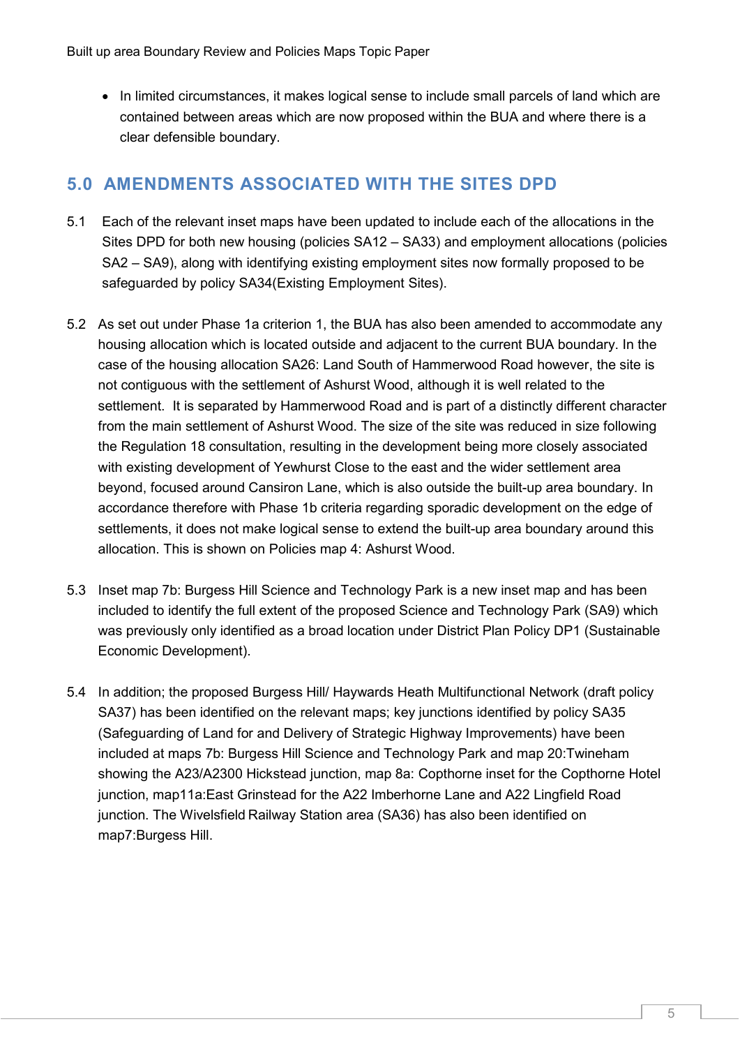- In limited circumstances, it makes logical sense to include small parcels of land which are contained between areas which are now proposed within the BUA and where there is a clear defensible boundary.

## 5.0 AMENDMENTS ASSOCIATED WITH THE SITES DPD

5.1 Each of the relevant inset maps have been updated to include each of the allocations in the Sites DPD for both new housing (policies SA12 – SA33) and employment allocations (policies SA2 – SA9), along with identifying existing employment sites now formally proposed to be safeguarded by policy SA34(Existing Employment Sites).

5.2 As set out under Phase 1a criterion 1, the BUA has also been amended to accommodate any housing allocation which is located outside and adjacent to the current BUA boundary. In the case of the housing allocation SA26: Land South of Hammerwood Road however, the site is not contiguous with the settlement of Ashurst Wood, although it is well related to the settlement. It is separated by Hammerwood Road and is part of a distinctly different character from the main settlement of Ashurst Wood. The size of the site was reduced in size following the Regulation 18 consultation, resulting in the development being more closely associated with existing development of Yewhurst Close to the east and the wider settlement area beyond, focused around Cansiron Lane, which is also outside the built-up area boundary. In accordance therefore with Phase 1b criteria regarding sporadic development on the edge of settlements, it does not make logical sense to extend the built-up area boundary around this allocation. This is shown on Policies map 4: Ashurst Wood.

5.3 Inset map 7b: Burgess Hill Science and Technology Park is a new inset map and has been included to identify the full extent of the proposed Science and Technology Park (SA9) which was previously only identified as a broad location under District Plan Policy DP1 (Sustainable Economic Development).

5.4 In addition; the proposed Burgess Hill/ Haywards Heath Multifunctional Network (draft policy SA37) has been identified on the relevant maps; key junctions identified by policy SA35 (Safeguarding of Land for and Delivery of Strategic Highway Improvements) have been included at maps 7b: Burgess Hill Science and Technology Park and map 20:Twineham showing the A23/A2300 Hickstead junction, map 8a: Copthorne inset for the Copthorne Hotel junction, map11a:East Grinstead for the A22 Imberhorne Lane and A22 Lingfield Road junction. The Wivelsfield Railway Station area (SA36) has also been identified on map7:Burgess Hill.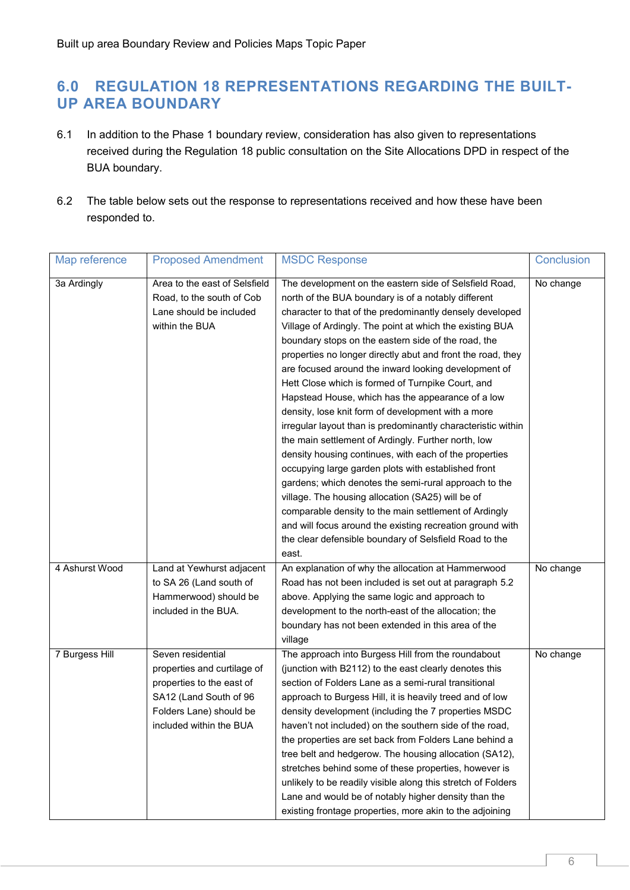## 6.0 REGULATION 18 REPRESENTATIONS REGARDING THE BUILT-UP AREA BOUNDARY

6.1 In addition to the Phase 1 boundary review, consideration has also given to representations received during the Regulation 18 public consultation on the Site Allocations DPD in respect of the BUA boundary.

6.2 The table below sets out the response to representations received and how these have been responded to.

| Map reference | Proposed Amendment | MSDC Response | Conclusion |
|---|---|---|---|
| 3a Ardingly | Area to the east of Selsfield Road, to the south of Cob Lane should be included within the BUA | The development on the eastern side of Selsfield Road, north of the BUA boundary is of a notably different character to that of the predominantly densely developed Village of Ardingly. The point at which the existing BUA boundary stops on the eastern side of the road, the properties no longer directly abut and front the road, they are focused around the inward looking development of Hett Close which is formed of Turnpike Court, and Hapstead House, which has the appearance of a low density, lose knit form of development with a more irregular layout than is predominantly characteristic within the main settlement of Ardingly. Further north, low density housing continues, with each of the properties occupying large garden plots with established front gardens; which denotes the semi-rural approach to the village. The housing allocation (SA25) will be of comparable density to the main settlement of Ardingly and will focus around the existing recreation ground with the clear defensible boundary of Selsfield Road to the east. | No change |
| 4 Ashurst Wood | Land at Yewhurst adjacent to SA 26 (Land south of Hammerwood) should be included in the BUA. | An explanation of why the allocation at Hammerwood Road has not been included is set out at paragraph 5.2 above. Applying the same logic and approach to development to the north-east of the allocation; the boundary has not been extended in this area of the village | No change |
| 7 Burgess Hill | Seven residential properties and curtilage of properties to the east of SA12 (Land South of 96 Folders Lane) should be included within the BUA | The approach into Burgess Hill from the roundabout (junction with B2112) to the east clearly denotes this section of Folders Lane as a semi-rural transitional approach to Burgess Hill, it is heavily treed and of low density development (including the 7 properties MSDC haven't not included) on the southern side of the road, the properties are set back from Folders Lane behind a tree belt and hedgerow. The housing allocation (SA12), stretches behind some of these properties, however is unlikely to be readily visible along this stretch of Folders Lane and would be of notably higher density than the existing frontage properties, more akin to the adjoining | No change |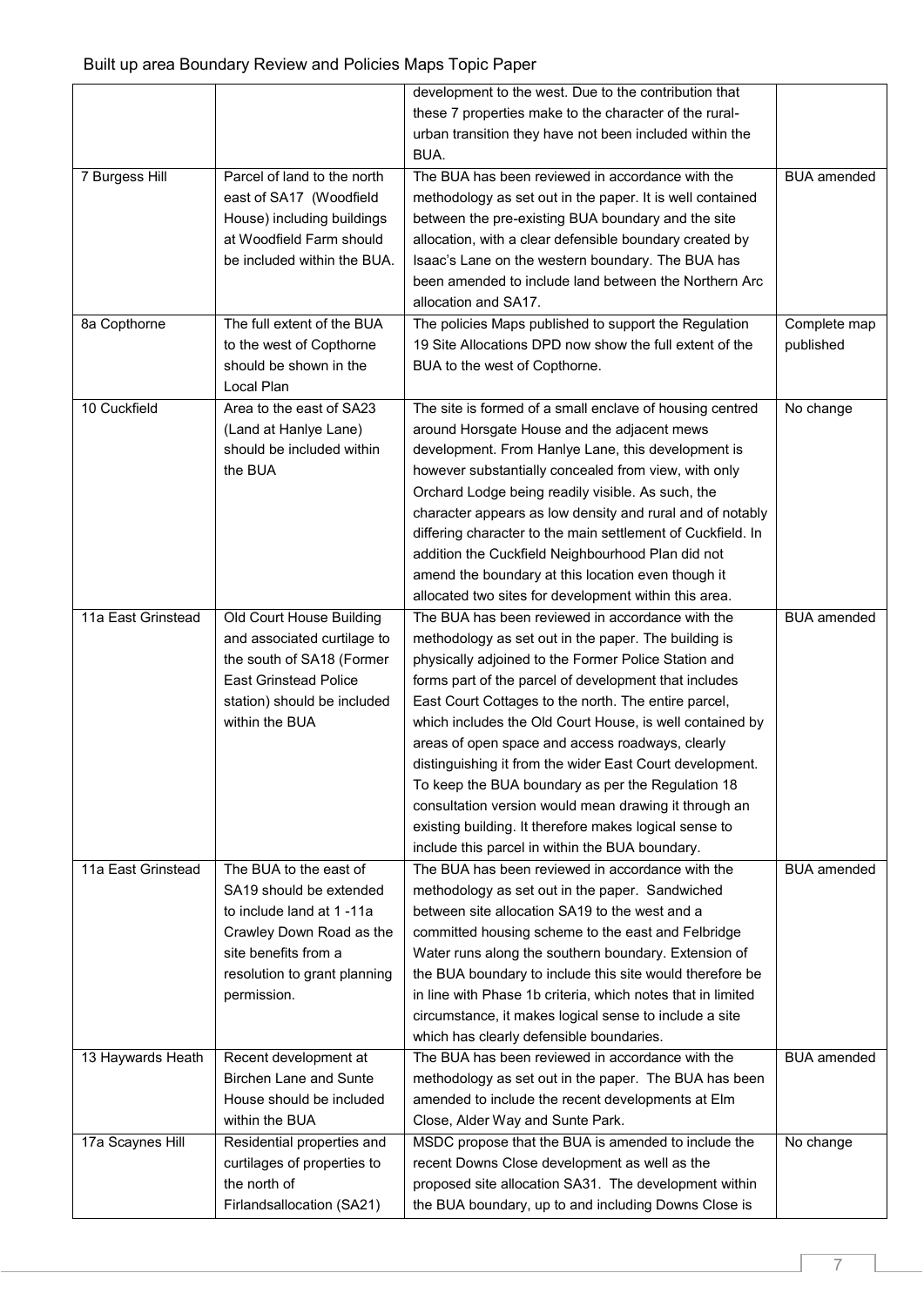| | | development to the west. Due to the contribution that these 7 properties make to the character of the rural-urban transition they have not been included within the BUA. | |
|---|---|---|---|
| 7 Burgess Hill | Parcel of land to the north east of SA17 (Woodfield House) including buildings at Woodfield Farm should be included within the BUA. | The BUA has been reviewed in accordance with the methodology as set out in the paper. It is well contained between the pre-existing BUA boundary and the site allocation, with a clear defensible boundary created by Isaac's Lane on the western boundary. The BUA has been amended to include land between the Northern Arc allocation and SA17. | BUA amended |
| 8a Copthorne | The full extent of the BUA to the west of Copthorne should be shown in the Local Plan | The policies Maps published to support the Regulation 19 Site Allocations DPD now show the full extent of the BUA to the west of Copthorne. | Complete map published |
| 10 Cuckfield | Area to the east of SA23 (Land at Hanlye Lane) should be included within the BUA | The site is formed of a small enclave of housing centred around Horsgate House and the adjacent mews development. From Hanlye Lane, this development is however substantially concealed from view, with only Orchard Lodge being readily visible. As such, the character appears as low density and rural and of notably differing character to the main settlement of Cuckfield. In addition the Cuckfield Neighbourhood Plan did not amend the boundary at this location even though it allocated two sites for development within this area. | No change |
| 11a East Grinstead | Old Court House Building and associated curtilage to the south of SA18 (Former East Grinstead Police station) should be included within the BUA | The BUA has been reviewed in accordance with the methodology as set out in the paper. The building is physically adjoined to the Former Police Station and forms part of the parcel of development that includes East Court Cottages to the north. The entire parcel, which includes the Old Court House, is well contained by areas of open space and access roadways, clearly distinguishing it from the wider East Court development. To keep the BUA boundary as per the Regulation 18 consultation version would mean drawing it through an existing building. It therefore makes logical sense to include this parcel in within the BUA boundary. | BUA amended |
| 11a East Grinstead | The BUA to the east of SA19 should be extended to include land at 1 -11a Crawley Down Road as the site benefits from a resolution to grant planning permission. | The BUA has been reviewed in accordance with the methodology as set out in the paper. Sandwiched between site allocation SA19 to the west and a committed housing scheme to the east and Felbridge Water runs along the southern boundary. Extension of the BUA boundary to include this site would therefore be in line with Phase 1b criteria, which notes that in limited circumstance, it makes logical sense to include a site which has clearly defensible boundaries. | BUA amended |
| 13 Haywards Heath | Recent development at Birchen Lane and Sunte House should be included within the BUA | The BUA has been reviewed in accordance with the methodology as set out in the paper. The BUA has been amended to include the recent developments at Elm Close, Alder Way and Sunte Park. | BUA amended |
| 17a Scaynes Hill | Residential properties and curtilages of properties to the north of Firlandsallocation (SA21) | MSDC propose that the BUA is amended to include the recent Downs Close development as well as the proposed site allocation SA31. The development within the BUA boundary, up to and including Downs Close is | No change |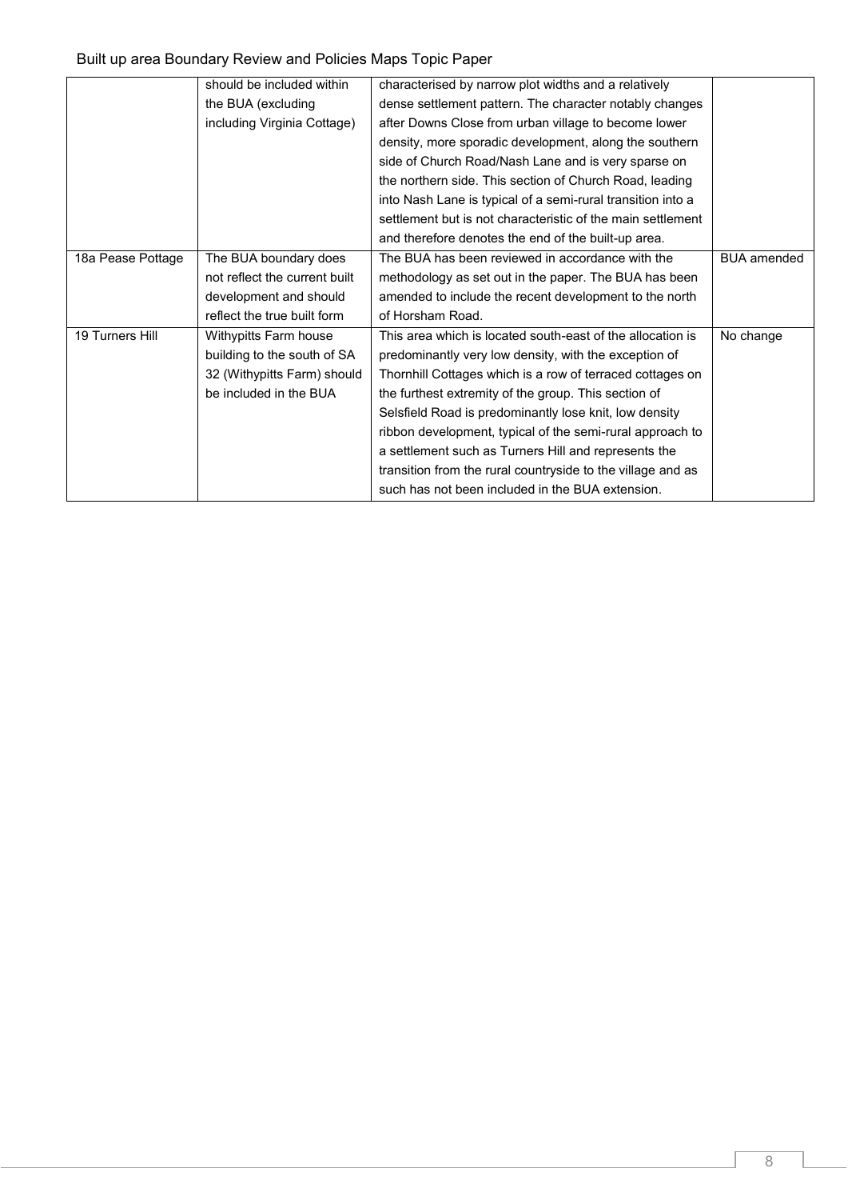| | | | |
|---|---|---|---|
| | should be included within the BUA (excluding including Virginia Cottage) | characterised by narrow plot widths and a relatively dense settlement pattern. The character notably changes after Downs Close from urban village to become lower density, more sporadic development, along the southern side of Church Road/Nash Lane and is very sparse on the northern side. This section of Church Road, leading into Nash Lane is typical of a semi-rural transition into a settlement but is not characteristic of the main settlement and therefore denotes the end of the built-up area. | |
| 18a Pease Pottage | The BUA boundary does not reflect the current built development and should reflect the true built form | The BUA has been reviewed in accordance with the methodology as set out in the paper. The BUA has been amended to include the recent development to the north of Horsham Road. | BUA amended |
| 19 Turners Hill | Withypitts Farm house building to the south of SA 32 (Withypitts Farm) should be included in the BUA | This area which is located south-east of the allocation is predominantly very low density, with the exception of Thornhill Cottages which is a row of terraced cottages on the furthest extremity of the group. This section of Selsfield Road is predominantly lose knit, low density ribbon development, typical of the semi-rural approach to a settlement such as Turners Hill and represents the transition from the rural countryside to the village and as such has not been included in the BUA extension. | No change |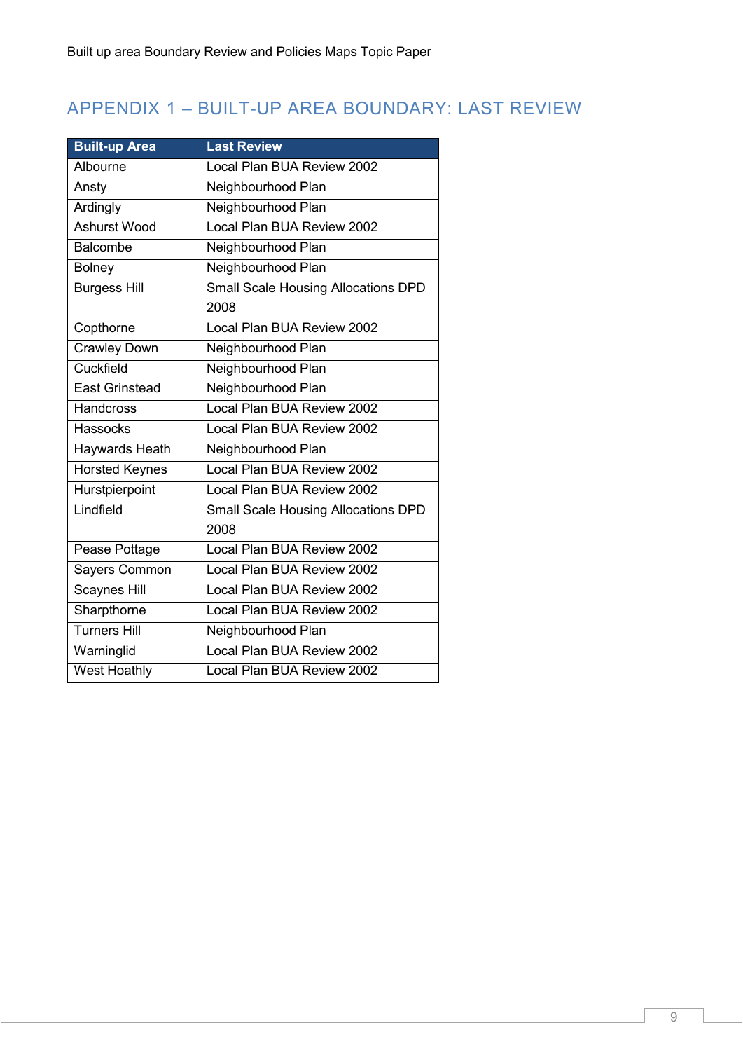## APPENDIX 1 – BUILT-UP AREA BOUNDARY: LAST REVIEW

| Built-up Area | Last Review |
|---|---|
| Albourne | Local Plan BUA Review 2002 |
| Ansty | Neighbourhood Plan |
| Ardingly | Neighbourhood Plan |
| Ashurst Wood | Local Plan BUA Review 2002 |
| Balcombe | Neighbourhood Plan |
| Bolney | Neighbourhood Plan |
| Burgess Hill | Small Scale Housing Allocations DPD 2008 |
| Copthorne | Local Plan BUA Review 2002 |
| Crawley Down | Neighbourhood Plan |
| Cuckfield | Neighbourhood Plan |
| East Grinstead | Neighbourhood Plan |
| Handcross | Local Plan BUA Review 2002 |
| Hassocks | Local Plan BUA Review 2002 |
| Haywards Heath | Neighbourhood Plan |
| Horsted Keynes | Local Plan BUA Review 2002 |
| Hurstpierpoint | Local Plan BUA Review 2002 |
| Lindfield | Small Scale Housing Allocations DPD 2008 |
| Pease Pottage | Local Plan BUA Review 2002 |
| Sayers Common | Local Plan BUA Review 2002 |
| Scaynes Hill | Local Plan BUA Review 2002 |
| Sharpthorne | Local Plan BUA Review 2002 |
| Turners Hill | Neighbourhood Plan |
| Warninglid | Local Plan BUA Review 2002 |
| West Hoathly | Local Plan BUA Review 2002 |